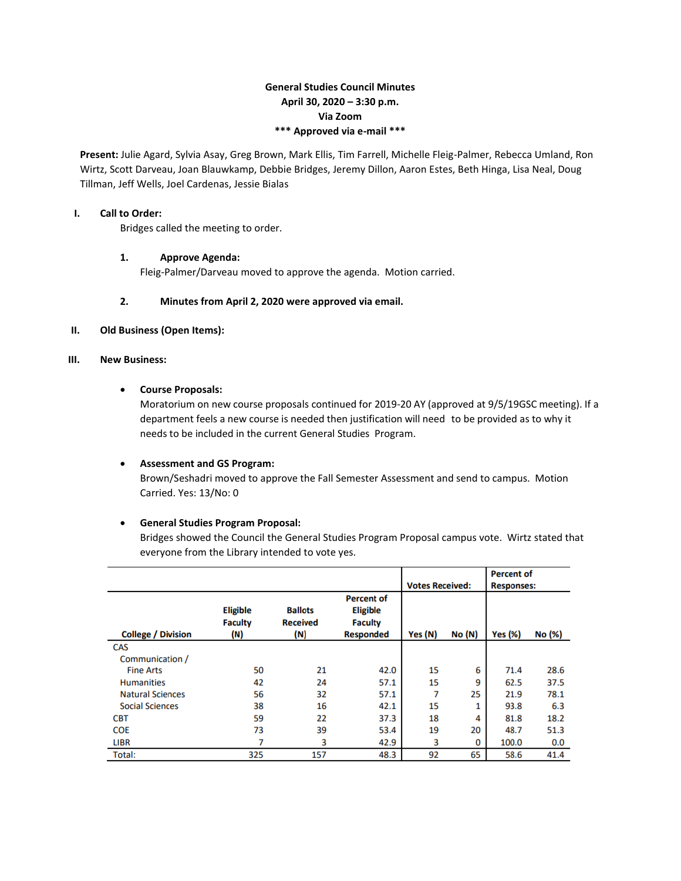**General Studies Council Minutes**
**April 30, 2020 – 3:30 p.m.**
**Via Zoom**
**\*\*\* Approved via e-mail \*\*\***

**Present:** Julie Agard, Sylvia Asay, Greg Brown, Mark Ellis, Tim Farrell, Michelle Fleig-Palmer, Rebecca Umland, Ron Wirtz, Scott Darveau, Joan Blauwkamp, Debbie Bridges, Jeremy Dillon, Aaron Estes, Beth Hinga, Lisa Neal, Doug Tillman, Jeff Wells, Joel Cardenas, Jessie Bialas

**I. Call to Order:**

Bridges called the meeting to order.

1. **Approve Agenda:**
   Fleig-Palmer/Darveau moved to approve the agenda. Motion carried.

2. **Minutes from April 2, 2020 were approved via email.**

**II. Old Business (Open Items):**

**III. New Business:**

- **Course Proposals:**
  Moratorium on new course proposals continued for 2019-20 AY (approved at 9/5/19GSC meeting). If a department feels a new course is needed then justification will need to be provided as to why it needs to be included in the current General Studies Program.

- **Assessment and GS Program:**
  Brown/Seshadri moved to approve the Fall Semester Assessment and send to campus. Motion Carried. Yes: 13/No: 0

- **General Studies Program Proposal:**
  Bridges showed the Council the General Studies Program Proposal campus vote. Wirtz stated that everyone from the Library intended to vote yes.

| | | | | Votes Received: | | Percent of Responses: | |
|---|---|---|---|---|---|---|---|
| College / Division | Eligible Faculty (N) | Ballots Received (N) | Percent of Eligible Faculty Responded | Yes (N) | No (N) | Yes (%) | No (%) |
| CAS | | | | | | | |
| Communication / Fine Arts | 50 | 21 | 42.0 | 15 | 6 | 71.4 | 28.6 |
| Humanities | 42 | 24 | 57.1 | 15 | 9 | 62.5 | 37.5 |
| Natural Sciences | 56 | 32 | 57.1 | 7 | 25 | 21.9 | 78.1 |
| Social Sciences | 38 | 16 | 42.1 | 15 | 1 | 93.8 | 6.3 |
| CBT | 59 | 22 | 37.3 | 18 | 4 | 81.8 | 18.2 |
| COE | 73 | 39 | 53.4 | 19 | 20 | 48.7 | 51.3 |
| LIBR | 7 | 3 | 42.9 | 3 | 0 | 100.0 | 0.0 |
| Total: | 325 | 157 | 48.3 | 92 | 65 | 58.6 | 41.4 |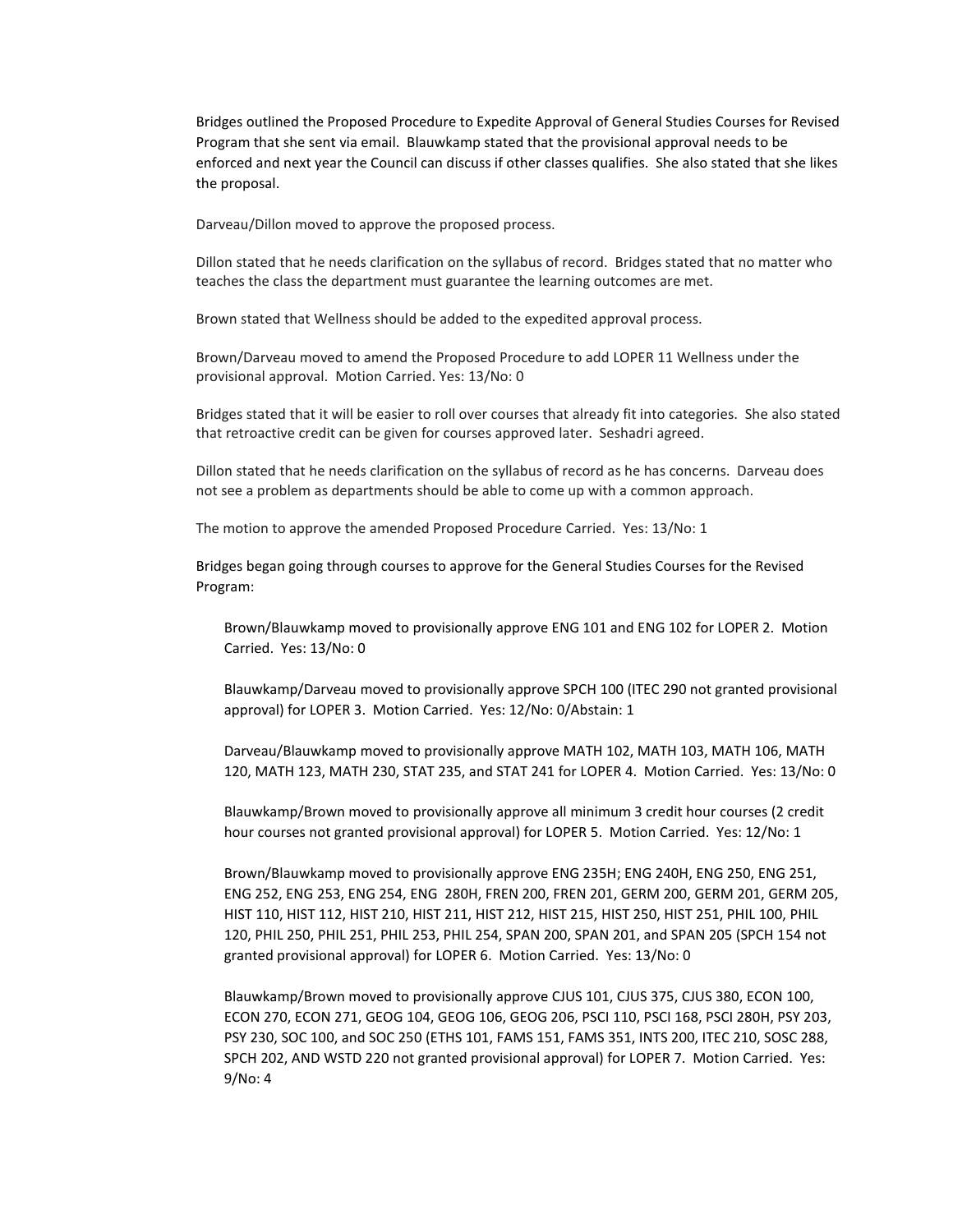Bridges outlined the Proposed Procedure to Expedite Approval of General Studies Courses for Revised Program that she sent via email. Blauwkamp stated that the provisional approval needs to be enforced and next year the Council can discuss if other classes qualifies. She also stated that she likes the proposal.

Darveau/Dillon moved to approve the proposed process.

Dillon stated that he needs clarification on the syllabus of record. Bridges stated that no matter who teaches the class the department must guarantee the learning outcomes are met.

Brown stated that Wellness should be added to the expedited approval process.

Brown/Darveau moved to amend the Proposed Procedure to add LOPER 11 Wellness under the provisional approval. Motion Carried. Yes: 13/No: 0

Bridges stated that it will be easier to roll over courses that already fit into categories. She also stated that retroactive credit can be given for courses approved later. Seshadri agreed.

Dillon stated that he needs clarification on the syllabus of record as he has concerns. Darveau does not see a problem as departments should be able to come up with a common approach.

The motion to approve the amended Proposed Procedure Carried. Yes: 13/No: 1

Bridges began going through courses to approve for the General Studies Courses for the Revised Program:

> Brown/Blauwkamp moved to provisionally approve ENG 101 and ENG 102 for LOPER 2. Motion Carried. Yes: 13/No: 0
>
> Blauwkamp/Darveau moved to provisionally approve SPCH 100 (ITEC 290 not granted provisional approval) for LOPER 3. Motion Carried. Yes: 12/No: 0/Abstain: 1
>
> Darveau/Blauwkamp moved to provisionally approve MATH 102, MATH 103, MATH 106, MATH 120, MATH 123, MATH 230, STAT 235, and STAT 241 for LOPER 4. Motion Carried. Yes: 13/No: 0
>
> Blauwkamp/Brown moved to provisionally approve all minimum 3 credit hour courses (2 credit hour courses not granted provisional approval) for LOPER 5. Motion Carried. Yes: 12/No: 1
>
> Brown/Blauwkamp moved to provisionally approve ENG 235H; ENG 240H, ENG 250, ENG 251, ENG 252, ENG 253, ENG 254, ENG 280H, FREN 200, FREN 201, GERM 200, GERM 201, GERM 205, HIST 110, HIST 112, HIST 210, HIST 211, HIST 212, HIST 215, HIST 250, HIST 251, PHIL 100, PHIL 120, PHIL 250, PHIL 251, PHIL 253, PHIL 254, SPAN 200, SPAN 201, and SPAN 205 (SPCH 154 not granted provisional approval) for LOPER 6. Motion Carried. Yes: 13/No: 0
>
> Blauwkamp/Brown moved to provisionally approve CJUS 101, CJUS 375, CJUS 380, ECON 100, ECON 270, ECON 271, GEOG 104, GEOG 106, GEOG 206, PSCI 110, PSCI 168, PSCI 280H, PSY 203, PSY 230, SOC 100, and SOC 250 (ETHS 101, FAMS 151, FAMS 351, INTS 200, ITEC 210, SOSC 288, SPCH 202, AND WSTD 220 not granted provisional approval) for LOPER 7. Motion Carried. Yes: 9/No: 4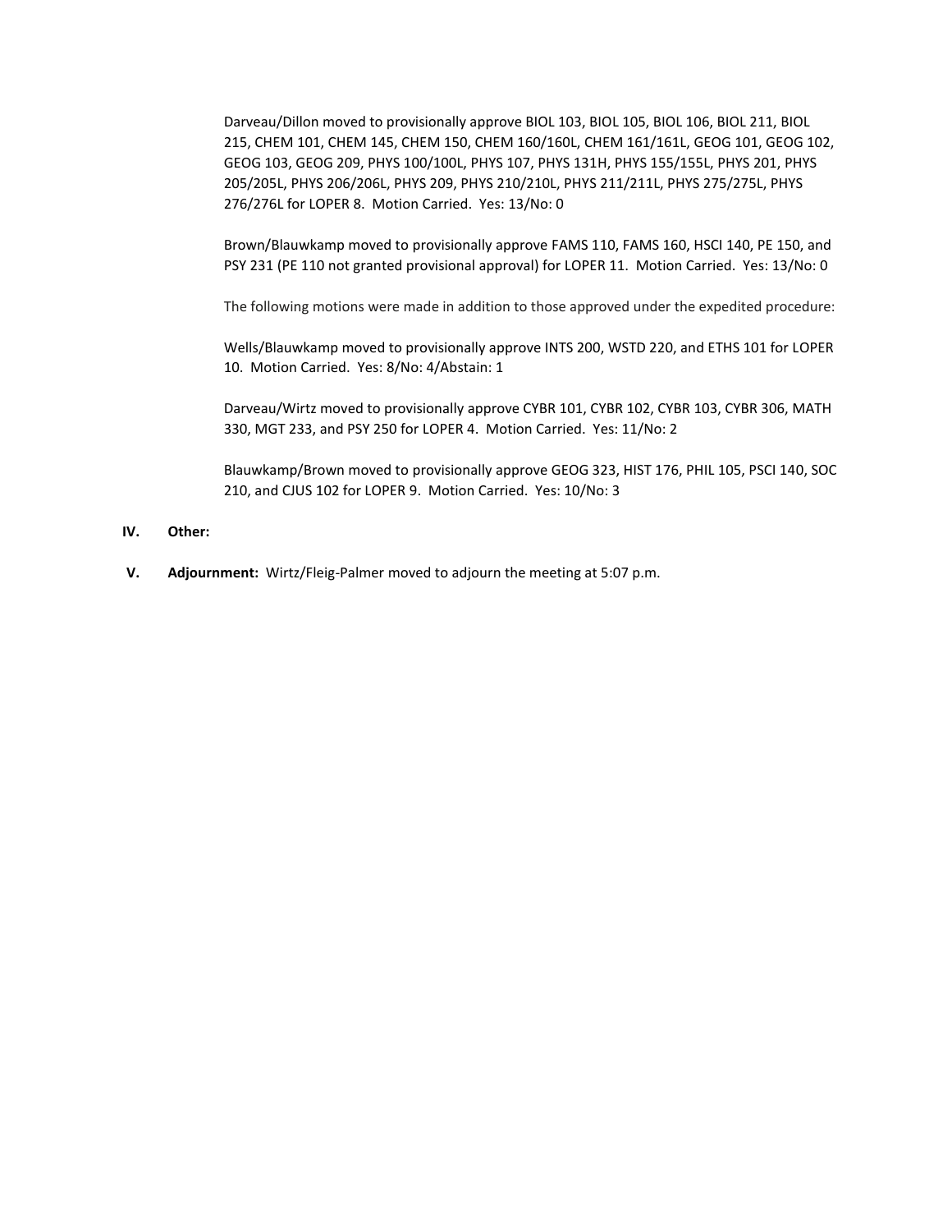Darveau/Dillon moved to provisionally approve BIOL 103, BIOL 105, BIOL 106, BIOL 211, BIOL 215, CHEM 101, CHEM 145, CHEM 150, CHEM 160/160L, CHEM 161/161L, GEOG 101, GEOG 102, GEOG 103, GEOG 209, PHYS 100/100L, PHYS 107, PHYS 131H, PHYS 155/155L, PHYS 201, PHYS 205/205L, PHYS 206/206L, PHYS 209, PHYS 210/210L, PHYS 211/211L, PHYS 275/275L, PHYS 276/276L for LOPER 8. Motion Carried. Yes: 13/No: 0

Brown/Blauwkamp moved to provisionally approve FAMS 110, FAMS 160, HSCI 140, PE 150, and PSY 231 (PE 110 not granted provisional approval) for LOPER 11. Motion Carried. Yes: 13/No: 0

The following motions were made in addition to those approved under the expedited procedure:

Wells/Blauwkamp moved to provisionally approve INTS 200, WSTD 220, and ETHS 101 for LOPER 10. Motion Carried. Yes: 8/No: 4/Abstain: 1

Darveau/Wirtz moved to provisionally approve CYBR 101, CYBR 102, CYBR 103, CYBR 306, MATH 330, MGT 233, and PSY 250 for LOPER 4. Motion Carried. Yes: 11/No: 2

Blauwkamp/Brown moved to provisionally approve GEOG 323, HIST 176, PHIL 105, PSCI 140, SOC 210, and CJUS 102 for LOPER 9. Motion Carried. Yes: 10/No: 3

**IV. Other:**

**V. Adjournment:** Wirtz/Fleig-Palmer moved to adjourn the meeting at 5:07 p.m.